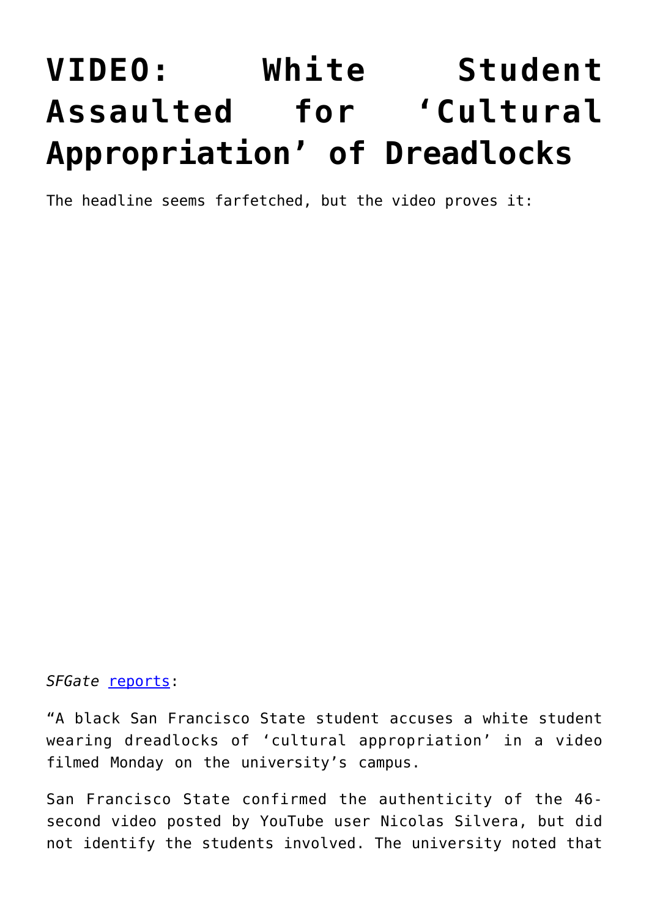# VIDEO: White Student Assaulted for 'Cultural Appropriation' of Dreadlocks

The headline seems farfetched, but the video proves it:

*SFGate* [reports]:

"A black San Francisco State student accuses a white student wearing dreadlocks of 'cultural appropriation' in a video filmed Monday on the university's campus.

San Francisco State confirmed the authenticity of the 46-second video posted by YouTube user Nicolas Silvera, but did not identify the students involved. The university noted that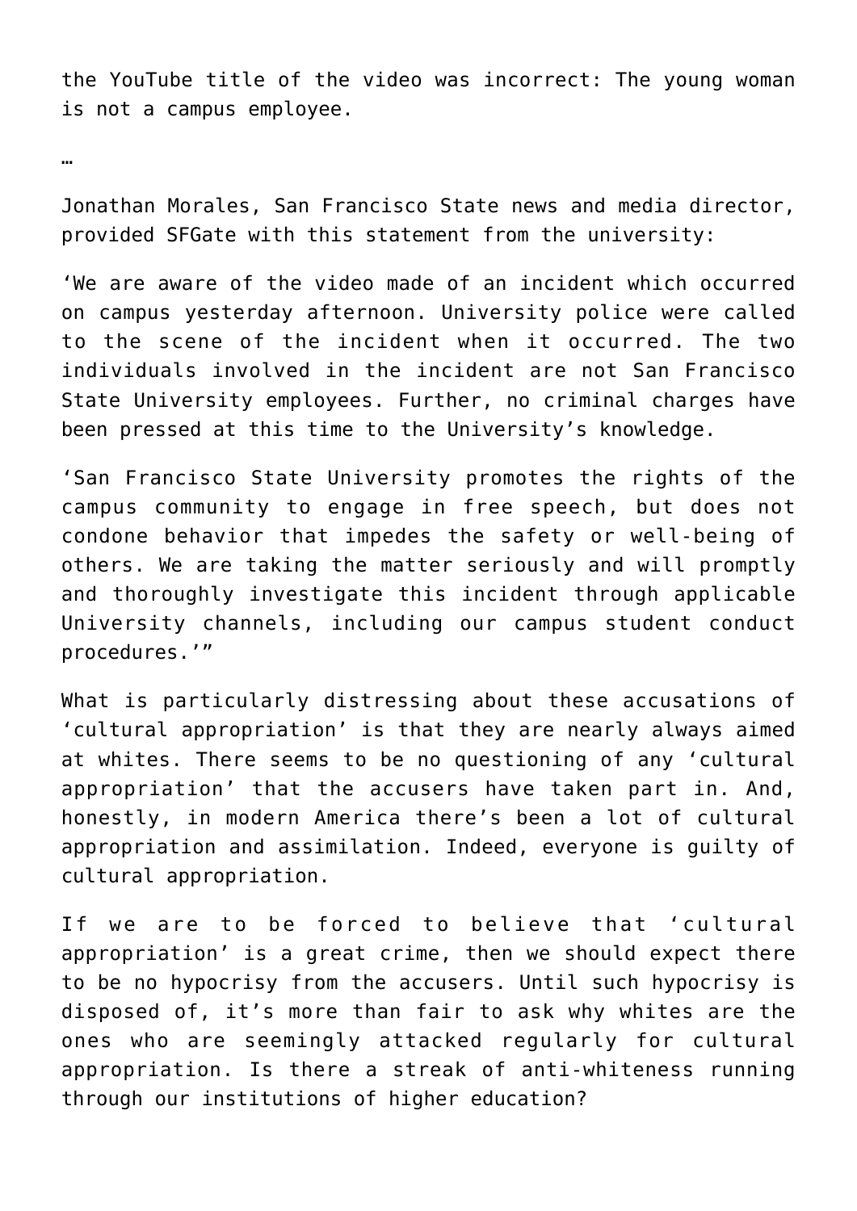the YouTube title of the video was incorrect: The young woman is not a campus employee.

…

Jonathan Morales, San Francisco State news and media director, provided SFGate with this statement from the university:

'We are aware of the video made of an incident which occurred on campus yesterday afternoon. University police were called to the scene of the incident when it occurred. The two individuals involved in the incident are not San Francisco State University employees. Further, no criminal charges have been pressed at this time to the University's knowledge.

'San Francisco State University promotes the rights of the campus community to engage in free speech, but does not condone behavior that impedes the safety or well-being of others. We are taking the matter seriously and will promptly and thoroughly investigate this incident through applicable University channels, including our campus student conduct procedures.'"

What is particularly distressing about these accusations of 'cultural appropriation' is that they are nearly always aimed at whites. There seems to be no questioning of any 'cultural appropriation' that the accusers have taken part in. And, honestly, in modern America there's been a lot of cultural appropriation and assimilation. Indeed, everyone is guilty of cultural appropriation.

If we are to be forced to believe that 'cultural appropriation' is a great crime, then we should expect there to be no hypocrisy from the accusers. Until such hypocrisy is disposed of, it's more than fair to ask why whites are the ones who are seemingly attacked regularly for cultural appropriation. Is there a streak of anti-whiteness running through our institutions of higher education?